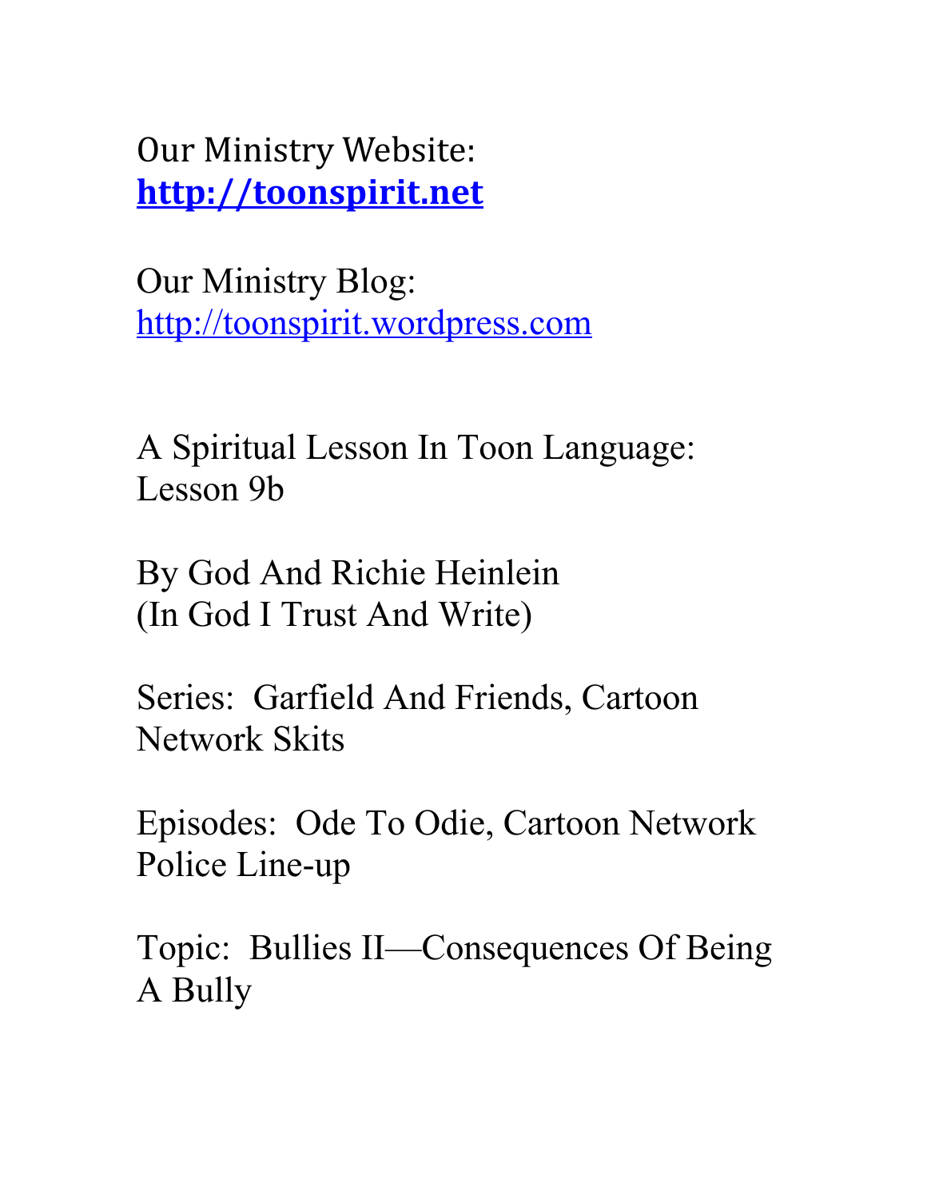Our Ministry Website:
**http://toonspirit.net**

Our Ministry Blog:
http://toonspirit.wordpress.com

A Spiritual Lesson In Toon Language:
Lesson 9b

By God And Richie Heinlein
(In God I Trust And Write)

Series: Garfield And Friends, Cartoon Network Skits

Episodes: Ode To Odie, Cartoon Network Police Line-up

Topic: Bullies II—Consequences Of Being A Bully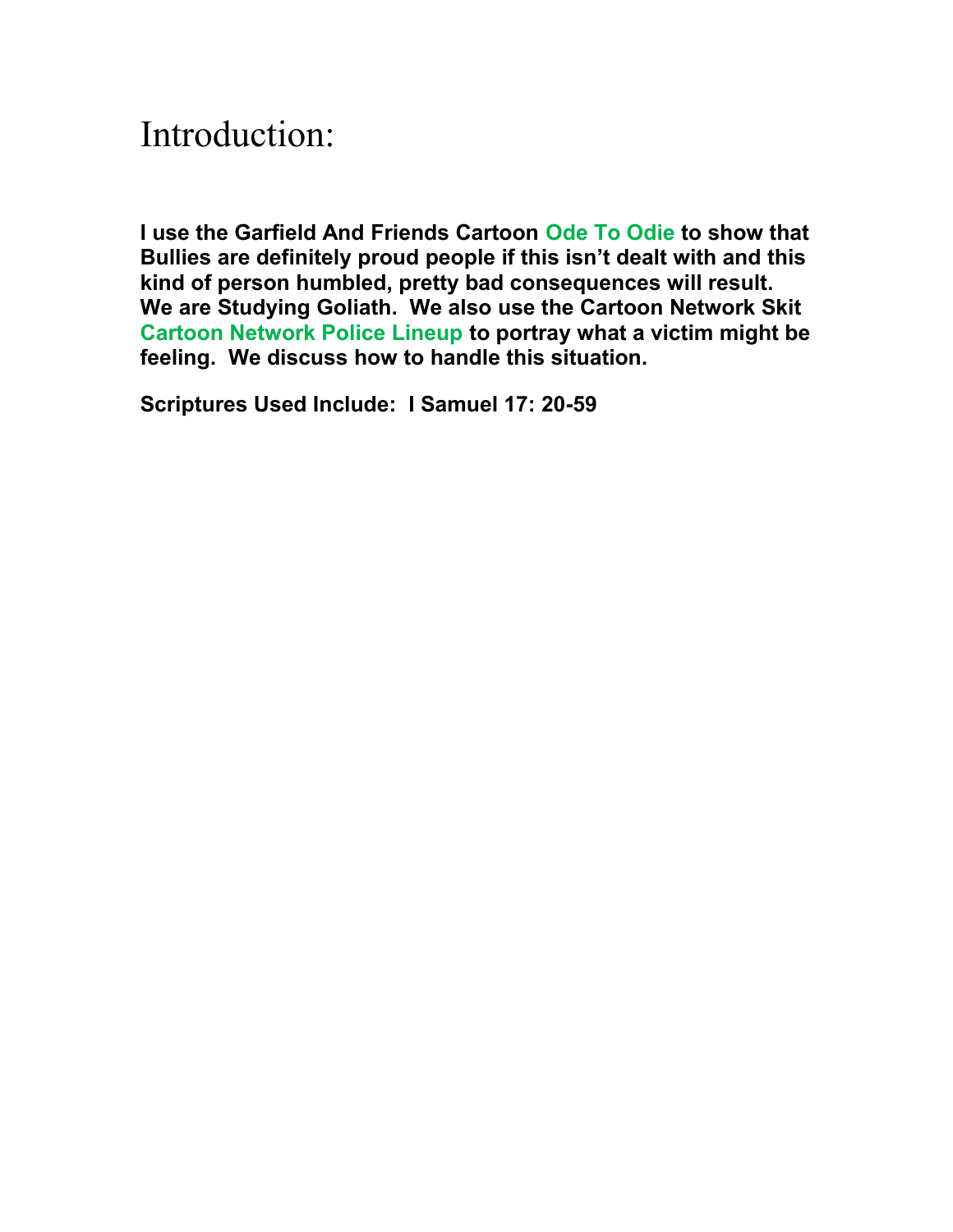# Introduction:

**I use the Garfield And Friends Cartoon Ode To Odie to show that Bullies are definitely proud people if this isn't dealt with and this kind of person humbled, pretty bad consequences will result. We are Studying Goliath. We also use the Cartoon Network Skit Cartoon Network Police Lineup to portray what a victim might be feeling. We discuss how to handle this situation.**

**Scriptures Used Include: I Samuel 17: 20-59**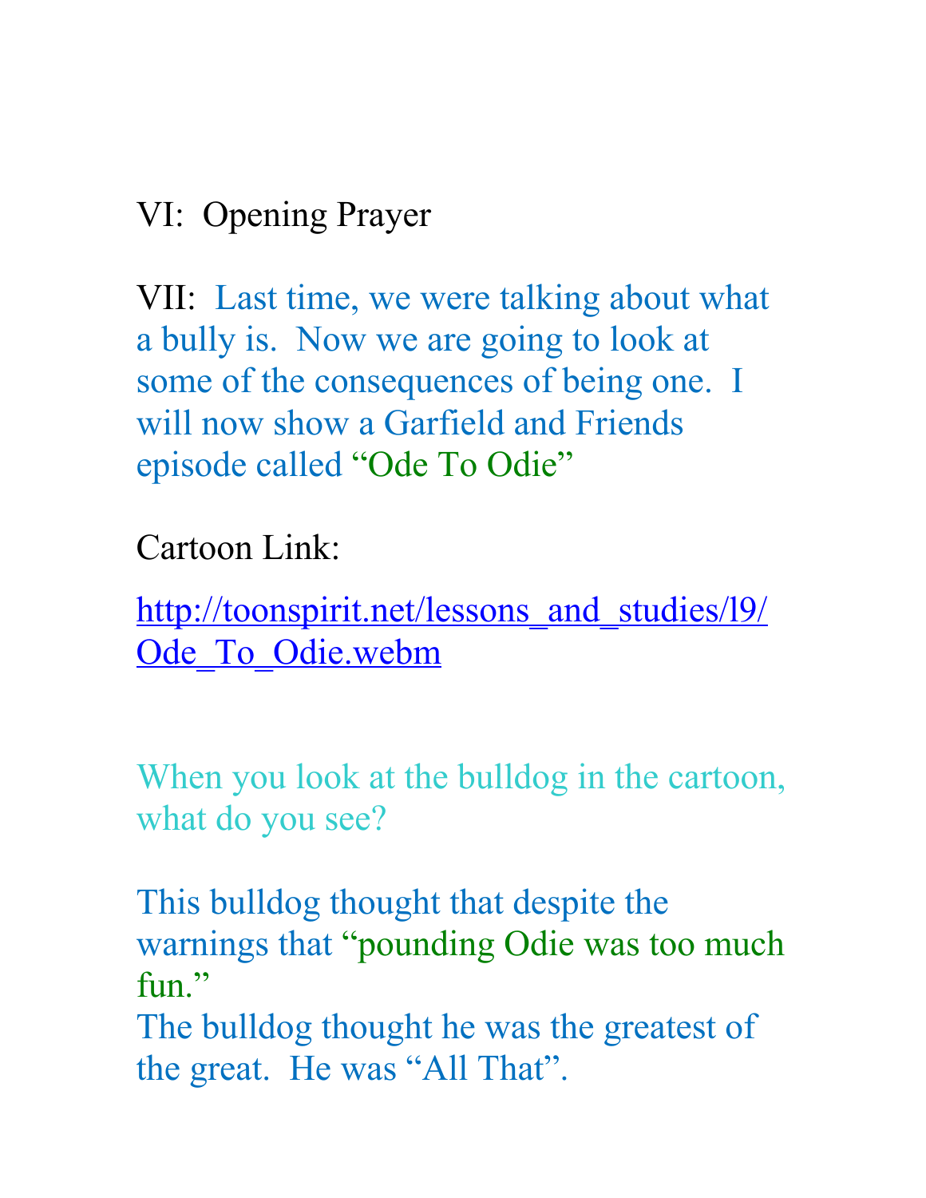VI: Opening Prayer

VII: Last time, we were talking about what a bully is. Now we are going to look at some of the consequences of being one. I will now show a Garfield and Friends episode called "Ode To Odie"

Cartoon Link:

http://toonspirit.net/lessons_and_studies/l9/Ode_To_Odie.webm

When you look at the bulldog in the cartoon, what do you see?

This bulldog thought that despite the warnings that "pounding Odie was too much fun."
The bulldog thought he was the greatest of the great. He was "All That".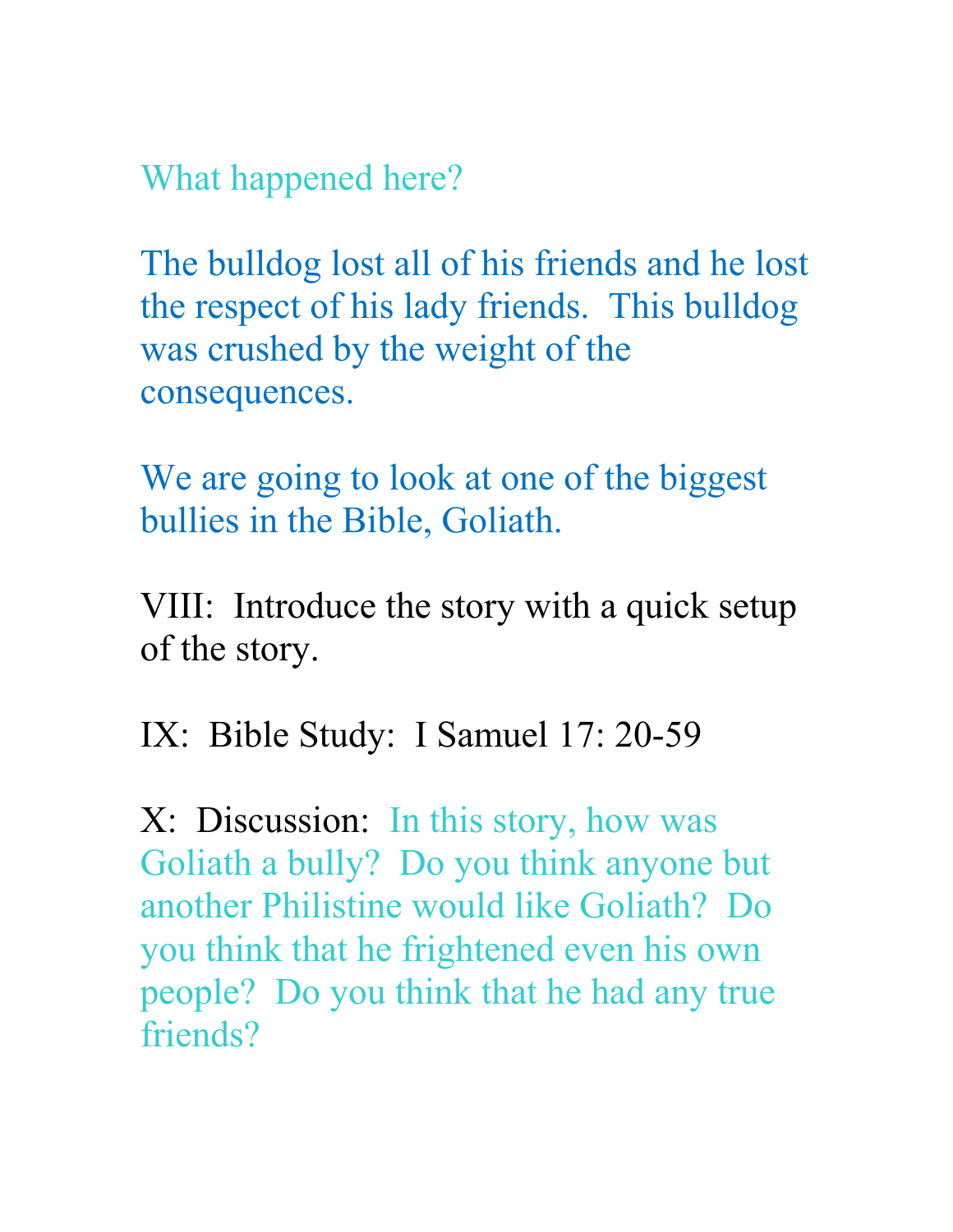What happened here?

The bulldog lost all of his friends and he lost the respect of his lady friends.  This bulldog was crushed by the weight of the consequences.

We are going to look at one of the biggest bullies in the Bible, Goliath.

VIII:  Introduce the story with a quick setup of the story.

IX:  Bible Study:  I Samuel 17: 20-59

X:  Discussion:  In this story, how was Goliath a bully?  Do you think anyone but another Philistine would like Goliath?  Do you think that he frightened even his own people?  Do you think that he had any true friends?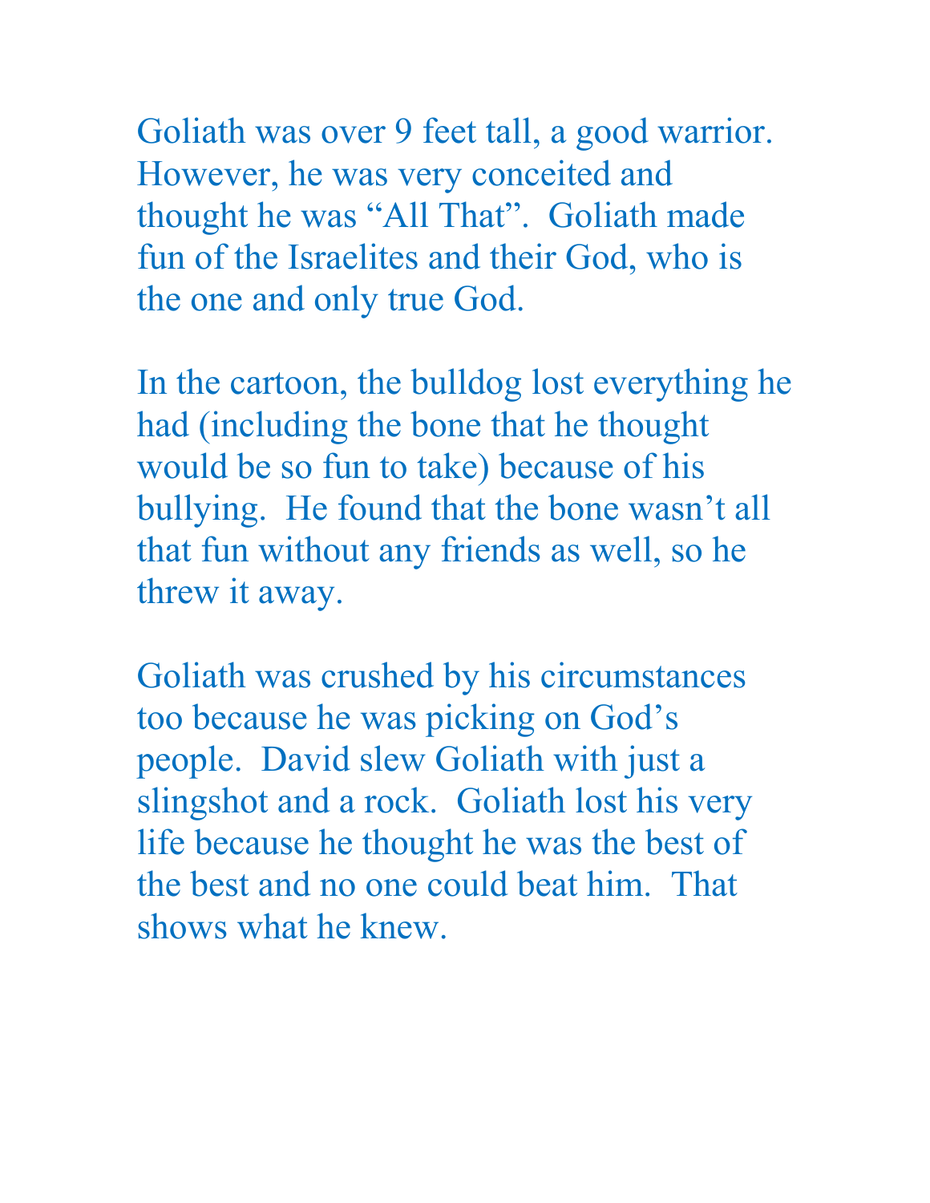Goliath was over 9 feet tall, a good warrior. However, he was very conceited and thought he was “All That”. Goliath made fun of the Israelites and their God, who is the one and only true God.

In the cartoon, the bulldog lost everything he had (including the bone that he thought would be so fun to take) because of his bullying. He found that the bone wasn’t all that fun without any friends as well, so he threw it away.

Goliath was crushed by his circumstances too because he was picking on God’s people. David slew Goliath with just a slingshot and a rock. Goliath lost his very life because he thought he was the best of the best and no one could beat him. That shows what he knew.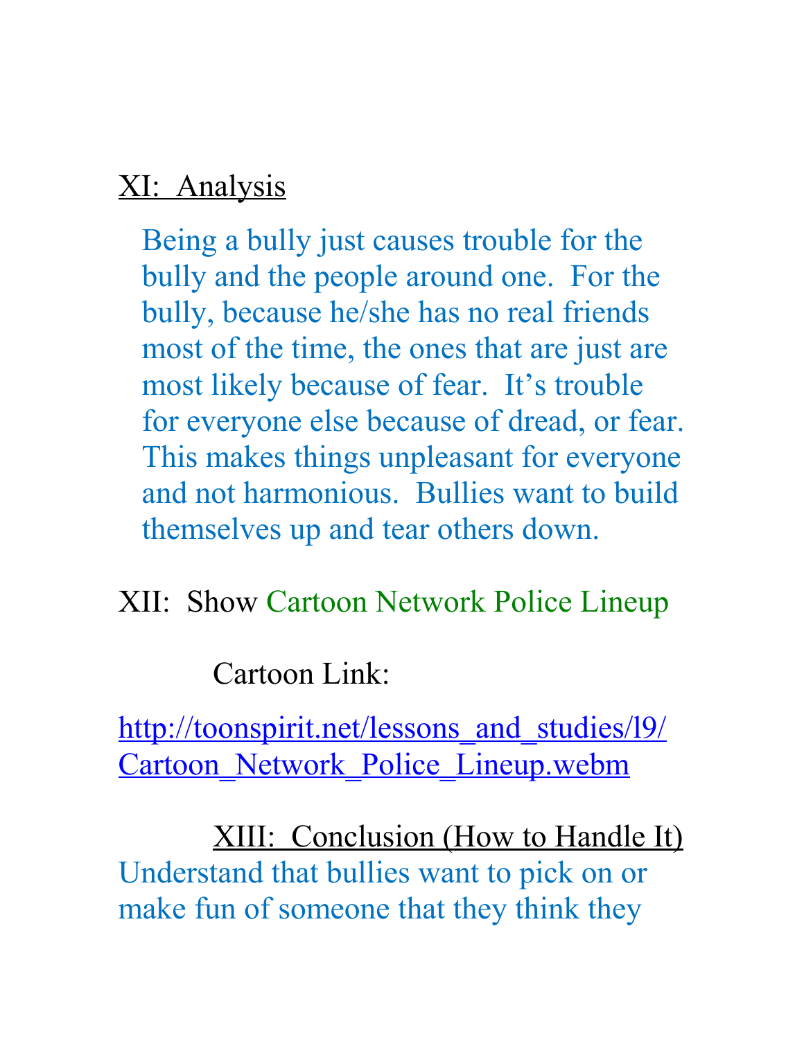## XI:  Analysis

Being a bully just causes trouble for the bully and the people around one.  For the bully, because he/she has no real friends most of the time, the ones that are just are most likely because of fear.  It's trouble for everyone else because of dread, or fear.  This makes things unpleasant for everyone and not harmonious.  Bullies want to build themselves up and tear others down.

XII:  Show Cartoon Network Police Lineup

Cartoon Link:

http://toonspirit.net/lessons_and_studies/l9/Cartoon_Network_Police_Lineup.webm

## XIII:  Conclusion (How to Handle It)

Understand that bullies want to pick on or make fun of someone that they think they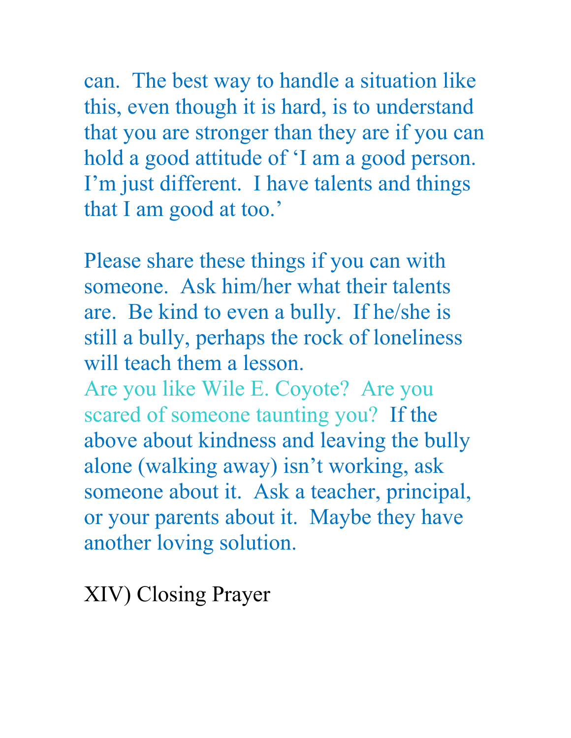can.  The best way to handle a situation like this, even though it is hard, is to understand that you are stronger than they are if you can hold a good attitude of 'I am a good person. I'm just different.  I have talents and things that I am good at too.'

Please share these things if you can with someone.  Ask him/her what their talents are.  Be kind to even a bully.  If he/she is still a bully, perhaps the rock of loneliness will teach them a lesson.
Are you like Wile E. Coyote?  Are you scared of someone taunting you?  If the above about kindness and leaving the bully alone (walking away) isn't working, ask someone about it.  Ask a teacher, principal, or your parents about it.  Maybe they have another loving solution.

XIV) Closing Prayer